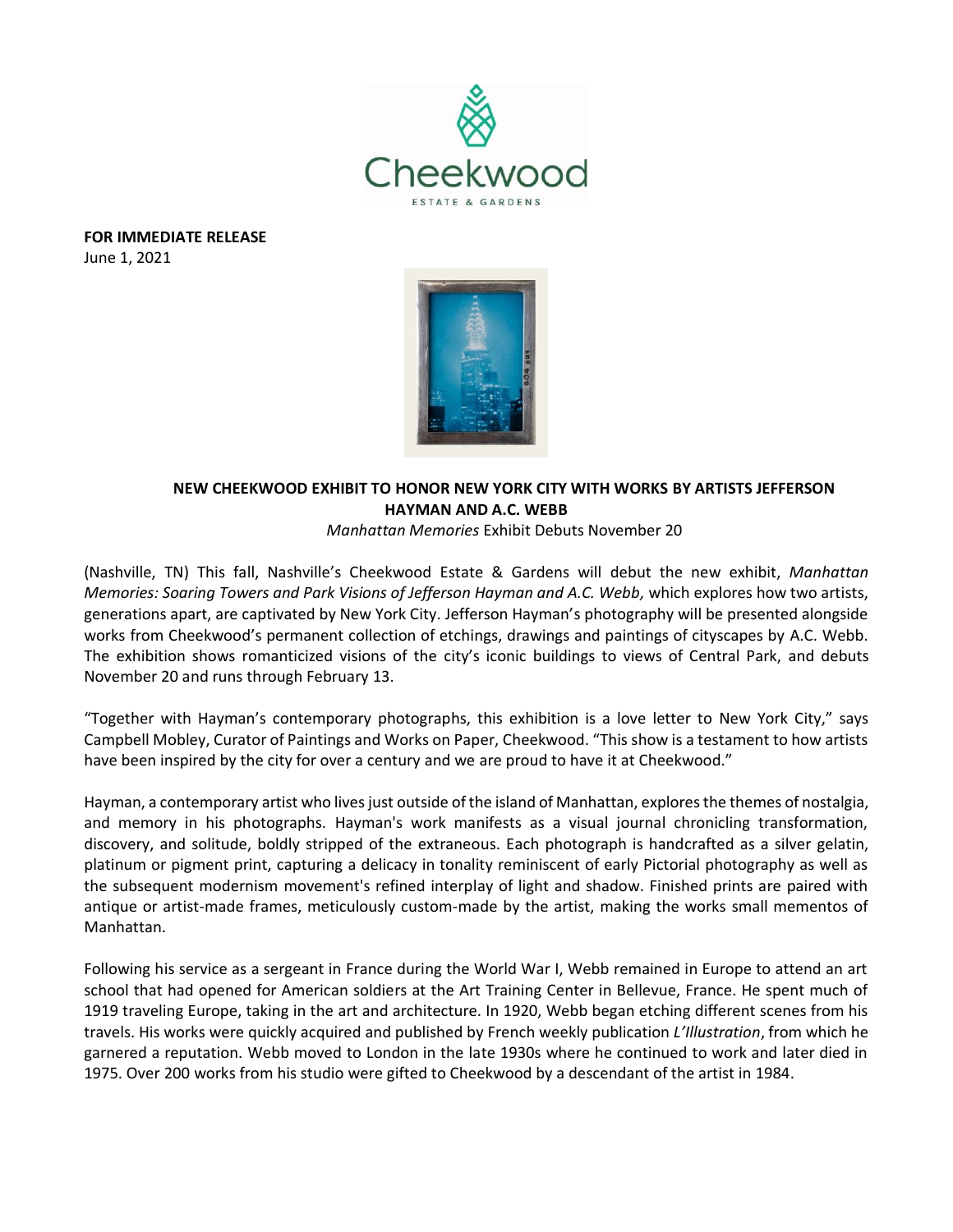**FOR IMMEDIATE RELEASE**
June 1, 2021

**NEW CHEEKWOOD EXHIBIT TO HONOR NEW YORK CITY WITH WORKS BY ARTISTS JEFFERSON HAYMAN AND A.C. WEBB**

*Manhattan Memories* Exhibit Debuts November 20

(Nashville, TN) This fall, Nashville's Cheekwood Estate & Gardens will debut the new exhibit, *Manhattan Memories: Soaring Towers and Park Visions of Jefferson Hayman and A.C. Webb,* which explores how two artists, generations apart, are captivated by New York City. Jefferson Hayman's photography will be presented alongside works from Cheekwood's permanent collection of etchings, drawings and paintings of cityscapes by A.C. Webb. The exhibition shows romanticized visions of the city's iconic buildings to views of Central Park, and debuts November 20 and runs through February 13.

"Together with Hayman's contemporary photographs, this exhibition is a love letter to New York City," says Campbell Mobley, Curator of Paintings and Works on Paper, Cheekwood. "This show is a testament to how artists have been inspired by the city for over a century and we are proud to have it at Cheekwood."

Hayman, a contemporary artist who lives just outside of the island of Manhattan, explores the themes of nostalgia, and memory in his photographs. Hayman's work manifests as a visual journal chronicling transformation, discovery, and solitude, boldly stripped of the extraneous. Each photograph is handcrafted as a silver gelatin, platinum or pigment print, capturing a delicacy in tonality reminiscent of early Pictorial photography as well as the subsequent modernism movement's refined interplay of light and shadow. Finished prints are paired with antique or artist-made frames, meticulously custom-made by the artist, making the works small mementos of Manhattan.

Following his service as a sergeant in France during the World War I, Webb remained in Europe to attend an art school that had opened for American soldiers at the Art Training Center in Bellevue, France. He spent much of 1919 traveling Europe, taking in the art and architecture. In 1920, Webb began etching different scenes from his travels. His works were quickly acquired and published by French weekly publication *L'Illustration*, from which he garnered a reputation. Webb moved to London in the late 1930s where he continued to work and later died in 1975. Over 200 works from his studio were gifted to Cheekwood by a descendant of the artist in 1984.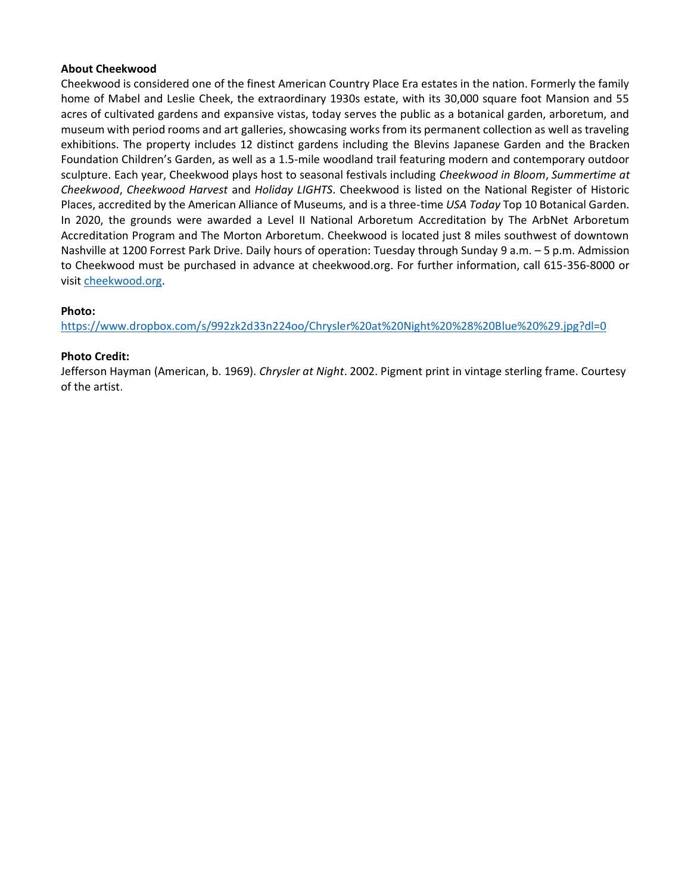**About Cheekwood**

Cheekwood is considered one of the finest American Country Place Era estates in the nation. Formerly the family home of Mabel and Leslie Cheek, the extraordinary 1930s estate, with its 30,000 square foot Mansion and 55 acres of cultivated gardens and expansive vistas, today serves the public as a botanical garden, arboretum, and museum with period rooms and art galleries, showcasing works from its permanent collection as well as traveling exhibitions. The property includes 12 distinct gardens including the Blevins Japanese Garden and the Bracken Foundation Children's Garden, as well as a 1.5-mile woodland trail featuring modern and contemporary outdoor sculpture. Each year, Cheekwood plays host to seasonal festivals including *Cheekwood in Bloom*, *Summertime at Cheekwood*, *Cheekwood Harvest* and *Holiday LIGHTS*. Cheekwood is listed on the National Register of Historic Places, accredited by the American Alliance of Museums, and is a three-time *USA Today* Top 10 Botanical Garden. In 2020, the grounds were awarded a Level II National Arboretum Accreditation by The ArbNet Arboretum Accreditation Program and The Morton Arboretum. Cheekwood is located just 8 miles southwest of downtown Nashville at 1200 Forrest Park Drive. Daily hours of operation: Tuesday through Sunday 9 a.m. – 5 p.m. Admission to Cheekwood must be purchased in advance at cheekwood.org. For further information, call 615-356-8000 or visit [cheekwood.org](cheekwood.org).

**Photo:**

https://www.dropbox.com/s/992zk2d33n224oo/Chrysler%20at%20Night%20%28%20Blue%20%29.jpg?dl=0

**Photo Credit:**

Jefferson Hayman (American, b. 1969). *Chrysler at Night*. 2002. Pigment print in vintage sterling frame. Courtesy of the artist.